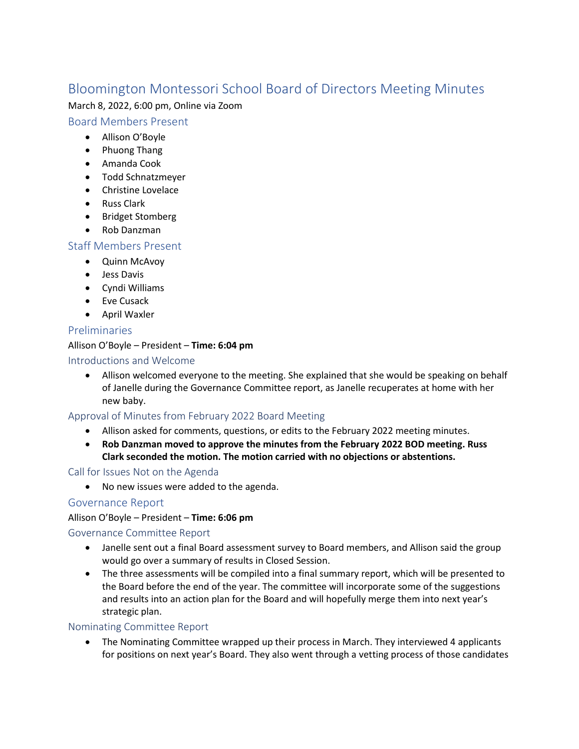# Bloomington Montessori School Board of Directors Meeting Minutes

March 8, 2022, 6:00 pm, Online via Zoom

## Board Members Present

- Allison O'Boyle
- Phuong Thang
- Amanda Cook
- Todd Schnatzmeyer
- Christine Lovelace
- Russ Clark
- Bridget Stomberg
- Rob Danzman

## Staff Members Present

- Quinn McAvoy
- Jess Davis
- Cyndi Williams
- Eve Cusack
- April Waxler

## Preliminaries

Allison O'Boyle – President – **Time: 6:04 pm**

### Introductions and Welcome

- Allison welcomed everyone to the meeting. She explained that she would be speaking on behalf of Janelle during the Governance Committee report, as Janelle recuperates at home with her new baby.

### Approval of Minutes from February 2022 Board Meeting

- Allison asked for comments, questions, or edits to the February 2022 meeting minutes.
- **Rob Danzman moved to approve the minutes from the February 2022 BOD meeting. Russ Clark seconded the motion. The motion carried with no objections or abstentions.**

### Call for Issues Not on the Agenda

- No new issues were added to the agenda.

## Governance Report

Allison O'Boyle – President – **Time: 6:06 pm**

### Governance Committee Report

- Janelle sent out a final Board assessment survey to Board members, and Allison said the group would go over a summary of results in Closed Session.
- The three assessments will be compiled into a final summary report, which will be presented to the Board before the end of the year. The committee will incorporate some of the suggestions and results into an action plan for the Board and will hopefully merge them into next year's strategic plan.

### Nominating Committee Report

- The Nominating Committee wrapped up their process in March. They interviewed 4 applicants for positions on next year's Board. They also went through a vetting process of those candidates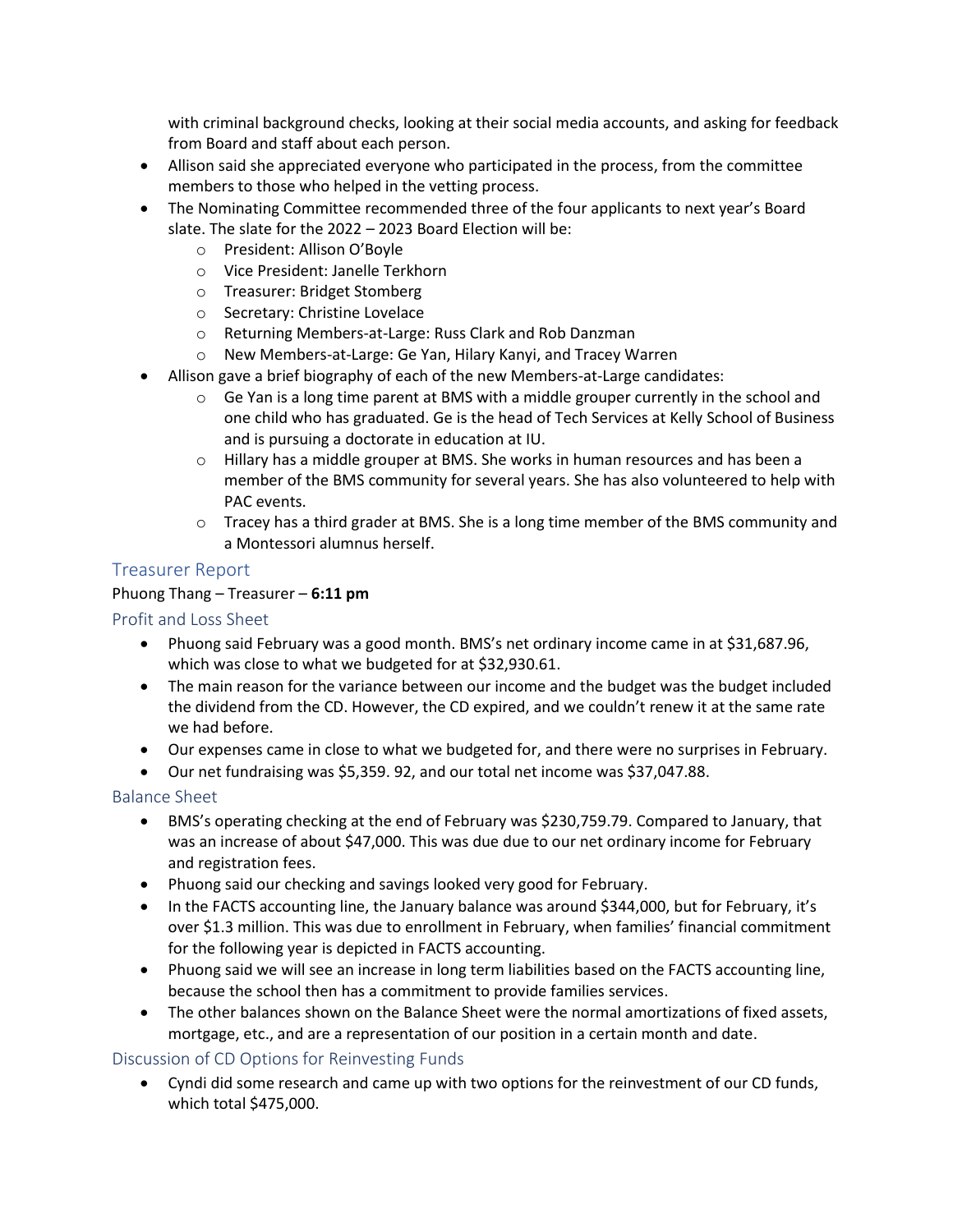with criminal background checks, looking at their social media accounts, and asking for feedback from Board and staff about each person.

- Allison said she appreciated everyone who participated in the process, from the committee members to those who helped in the vetting process.
- The Nominating Committee recommended three of the four applicants to next year's Board slate. The slate for the 2022 – 2023 Board Election will be:
  - President: Allison O'Boyle
  - Vice President: Janelle Terkhorn
  - Treasurer: Bridget Stomberg
  - Secretary: Christine Lovelace
  - Returning Members-at-Large: Russ Clark and Rob Danzman
  - New Members-at-Large: Ge Yan, Hilary Kanyi, and Tracey Warren
- Allison gave a brief biography of each of the new Members-at-Large candidates:
  - Ge Yan is a long time parent at BMS with a middle grouper currently in the school and one child who has graduated. Ge is the head of Tech Services at Kelly School of Business and is pursuing a doctorate in education at IU.
  - Hillary has a middle grouper at BMS. She works in human resources and has been a member of the BMS community for several years. She has also volunteered to help with PAC events.
  - Tracey has a third grader at BMS. She is a long time member of the BMS community and a Montessori alumnus herself.

## Treasurer Report

Phuong Thang – Treasurer – **6:11 pm**

### Profit and Loss Sheet

- Phuong said February was a good month. BMS's net ordinary income came in at $31,687.96, which was close to what we budgeted for at $32,930.61.
- The main reason for the variance between our income and the budget was the budget included the dividend from the CD. However, the CD expired, and we couldn't renew it at the same rate we had before.
- Our expenses came in close to what we budgeted for, and there were no surprises in February.
- Our net fundraising was $5,359. 92, and our total net income was $37,047.88.

### Balance Sheet

- BMS's operating checking at the end of February was $230,759.79. Compared to January, that was an increase of about $47,000. This was due due to our net ordinary income for February and registration fees.
- Phuong said our checking and savings looked very good for February.
- In the FACTS accounting line, the January balance was around $344,000, but for February, it's over $1.3 million. This was due to enrollment in February, when families' financial commitment for the following year is depicted in FACTS accounting.
- Phuong said we will see an increase in long term liabilities based on the FACTS accounting line, because the school then has a commitment to provide families services.
- The other balances shown on the Balance Sheet were the normal amortizations of fixed assets, mortgage, etc., and are a representation of our position in a certain month and date.

### Discussion of CD Options for Reinvesting Funds

- Cyndi did some research and came up with two options for the reinvestment of our CD funds, which total $475,000.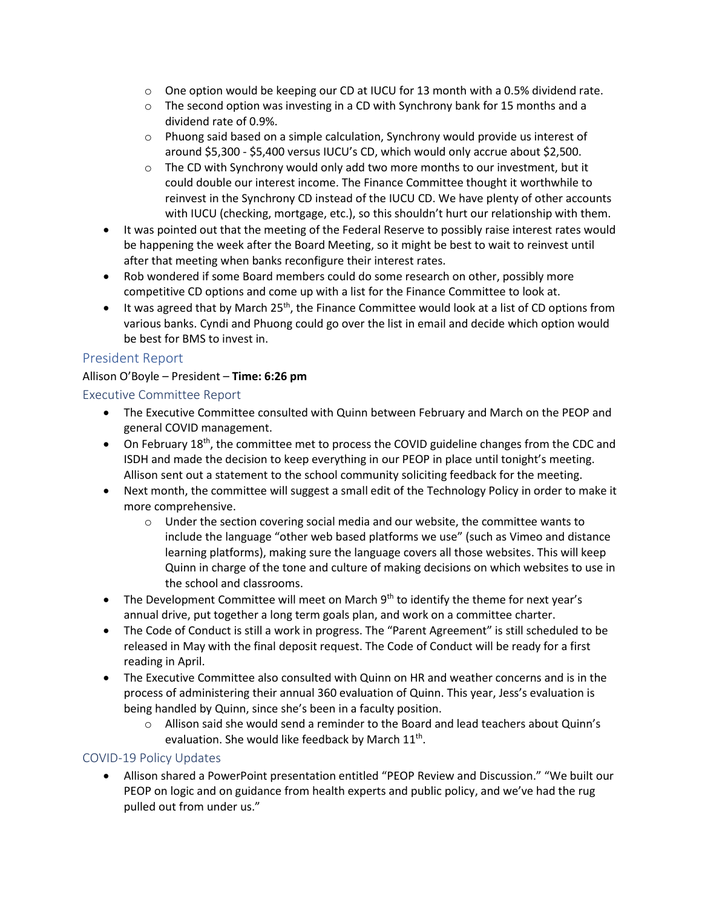- One option would be keeping our CD at IUCU for 13 month with a 0.5% dividend rate.
    - The second option was investing in a CD with Synchrony bank for 15 months and a dividend rate of 0.9%.
    - Phuong said based on a simple calculation, Synchrony would provide us interest of around $5,300 - $5,400 versus IUCU's CD, which would only accrue about $2,500.
    - The CD with Synchrony would only add two more months to our investment, but it could double our interest income. The Finance Committee thought it worthwhile to reinvest in the Synchrony CD instead of the IUCU CD. We have plenty of other accounts with IUCU (checking, mortgage, etc.), so this shouldn't hurt our relationship with them.
- It was pointed out that the meeting of the Federal Reserve to possibly raise interest rates would be happening the week after the Board Meeting, so it might be best to wait to reinvest until after that meeting when banks reconfigure their interest rates.
- Rob wondered if some Board members could do some research on other, possibly more competitive CD options and come up with a list for the Finance Committee to look at.
- It was agreed that by March 25th, the Finance Committee would look at a list of CD options from various banks. Cyndi and Phuong could go over the list in email and decide which option would be best for BMS to invest in.

## President Report

Allison O'Boyle – President – **Time: 6:26 pm**

## Executive Committee Report

- The Executive Committee consulted with Quinn between February and March on the PEOP and general COVID management.
- On February 18th, the committee met to process the COVID guideline changes from the CDC and ISDH and made the decision to keep everything in our PEOP in place until tonight's meeting. Allison sent out a statement to the school community soliciting feedback for the meeting.
- Next month, the committee will suggest a small edit of the Technology Policy in order to make it more comprehensive.
    - Under the section covering social media and our website, the committee wants to include the language "other web based platforms we use" (such as Vimeo and distance learning platforms), making sure the language covers all those websites. This will keep Quinn in charge of the tone and culture of making decisions on which websites to use in the school and classrooms.
- The Development Committee will meet on March 9th to identify the theme for next year's annual drive, put together a long term goals plan, and work on a committee charter.
- The Code of Conduct is still a work in progress. The "Parent Agreement" is still scheduled to be released in May with the final deposit request. The Code of Conduct will be ready for a first reading in April.
- The Executive Committee also consulted with Quinn on HR and weather concerns and is in the process of administering their annual 360 evaluation of Quinn. This year, Jess's evaluation is being handled by Quinn, since she's been in a faculty position.
    - Allison said she would send a reminder to the Board and lead teachers about Quinn's evaluation. She would like feedback by March 11th.

## COVID-19 Policy Updates

- Allison shared a PowerPoint presentation entitled "PEOP Review and Discussion." "We built our PEOP on logic and on guidance from health experts and public policy, and we've had the rug pulled out from under us."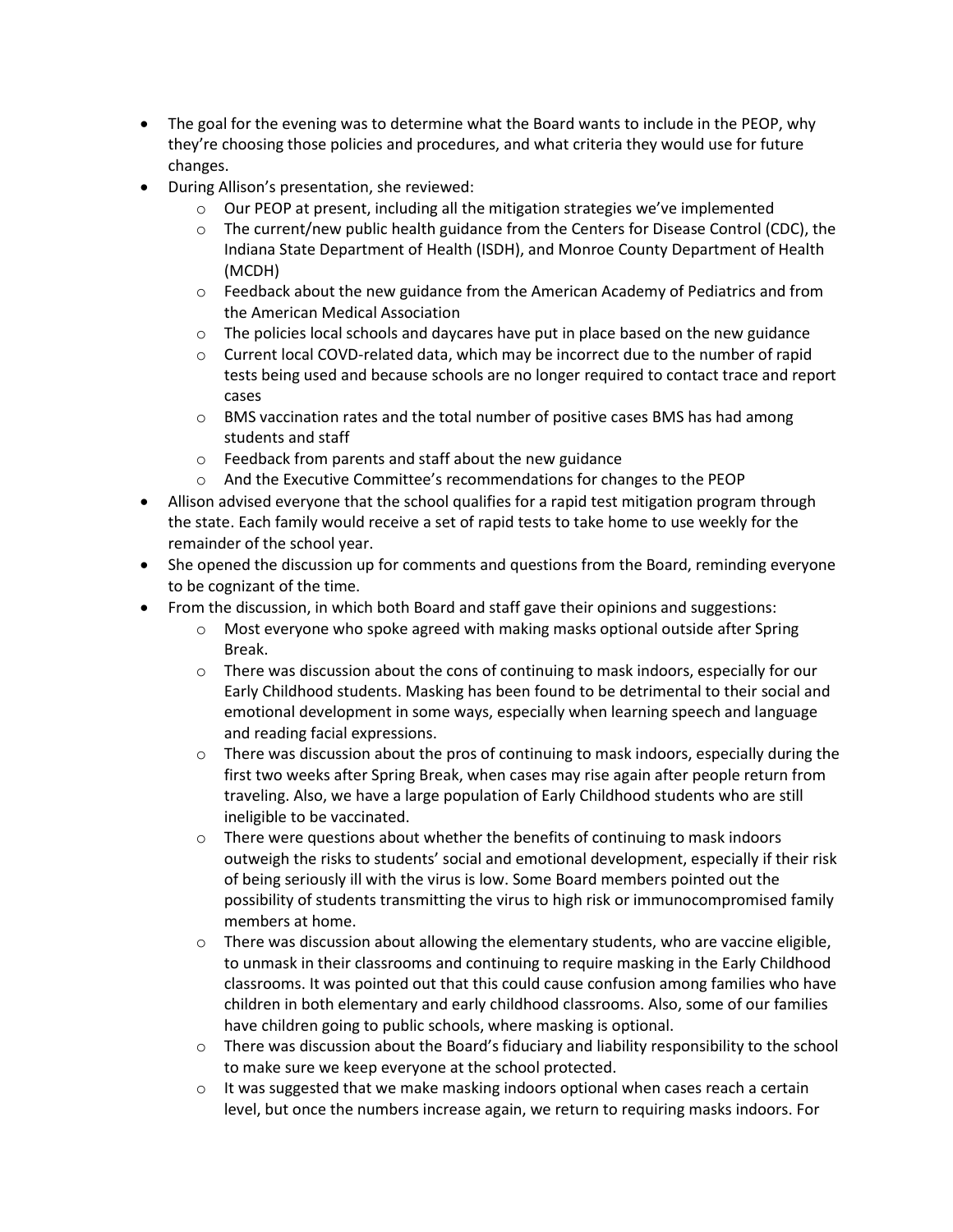- The goal for the evening was to determine what the Board wants to include in the PEOP, why they're choosing those policies and procedures, and what criteria they would use for future changes.
- During Allison's presentation, she reviewed:
  - Our PEOP at present, including all the mitigation strategies we've implemented
  - The current/new public health guidance from the Centers for Disease Control (CDC), the Indiana State Department of Health (ISDH), and Monroe County Department of Health (MCDH)
  - Feedback about the new guidance from the American Academy of Pediatrics and from the American Medical Association
  - The policies local schools and daycares have put in place based on the new guidance
  - Current local COVD-related data, which may be incorrect due to the number of rapid tests being used and because schools are no longer required to contact trace and report cases
  - BMS vaccination rates and the total number of positive cases BMS has had among students and staff
  - Feedback from parents and staff about the new guidance
  - And the Executive Committee's recommendations for changes to the PEOP
- Allison advised everyone that the school qualifies for a rapid test mitigation program through the state. Each family would receive a set of rapid tests to take home to use weekly for the remainder of the school year.
- She opened the discussion up for comments and questions from the Board, reminding everyone to be cognizant of the time.
- From the discussion, in which both Board and staff gave their opinions and suggestions:
  - Most everyone who spoke agreed with making masks optional outside after Spring Break.
  - There was discussion about the cons of continuing to mask indoors, especially for our Early Childhood students. Masking has been found to be detrimental to their social and emotional development in some ways, especially when learning speech and language and reading facial expressions.
  - There was discussion about the pros of continuing to mask indoors, especially during the first two weeks after Spring Break, when cases may rise again after people return from traveling. Also, we have a large population of Early Childhood students who are still ineligible to be vaccinated.
  - There were questions about whether the benefits of continuing to mask indoors outweigh the risks to students' social and emotional development, especially if their risk of being seriously ill with the virus is low. Some Board members pointed out the possibility of students transmitting the virus to high risk or immunocompromised family members at home.
  - There was discussion about allowing the elementary students, who are vaccine eligible, to unmask in their classrooms and continuing to require masking in the Early Childhood classrooms. It was pointed out that this could cause confusion among families who have children in both elementary and early childhood classrooms. Also, some of our families have children going to public schools, where masking is optional.
  - There was discussion about the Board's fiduciary and liability responsibility to the school to make sure we keep everyone at the school protected.
  - It was suggested that we make masking indoors optional when cases reach a certain level, but once the numbers increase again, we return to requiring masks indoors. For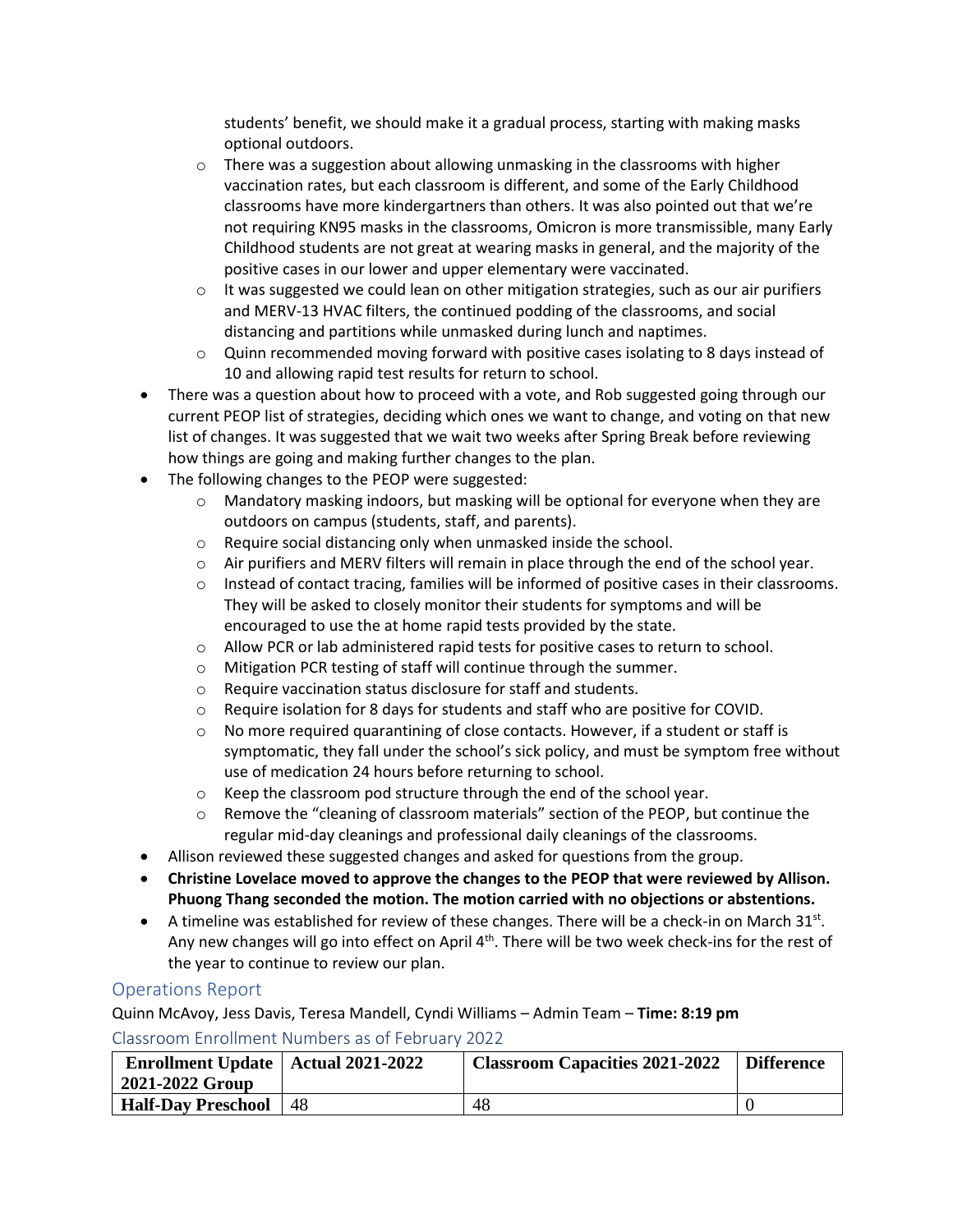students' benefit, we should make it a gradual process, starting with making masks optional outdoors.

  - There was a suggestion about allowing unmasking in the classrooms with higher vaccination rates, but each classroom is different, and some of the Early Childhood classrooms have more kindergartners than others. It was also pointed out that we're not requiring KN95 masks in the classrooms, Omicron is more transmissible, many Early Childhood students are not great at wearing masks in general, and the majority of the positive cases in our lower and upper elementary were vaccinated.
  - It was suggested we could lean on other mitigation strategies, such as our air purifiers and MERV-13 HVAC filters, the continued podding of the classrooms, and social distancing and partitions while unmasked during lunch and naptimes.
  - Quinn recommended moving forward with positive cases isolating to 8 days instead of 10 and allowing rapid test results for return to school.
- There was a question about how to proceed with a vote, and Rob suggested going through our current PEOP list of strategies, deciding which ones we want to change, and voting on that new list of changes. It was suggested that we wait two weeks after Spring Break before reviewing how things are going and making further changes to the plan.
- The following changes to the PEOP were suggested:
  - Mandatory masking indoors, but masking will be optional for everyone when they are outdoors on campus (students, staff, and parents).
  - Require social distancing only when unmasked inside the school.
  - Air purifiers and MERV filters will remain in place through the end of the school year.
  - Instead of contact tracing, families will be informed of positive cases in their classrooms. They will be asked to closely monitor their students for symptoms and will be encouraged to use the at home rapid tests provided by the state.
  - Allow PCR or lab administered rapid tests for positive cases to return to school.
  - Mitigation PCR testing of staff will continue through the summer.
  - Require vaccination status disclosure for staff and students.
  - Require isolation for 8 days for students and staff who are positive for COVID.
  - No more required quarantining of close contacts. However, if a student or staff is symptomatic, they fall under the school's sick policy, and must be symptom free without use of medication 24 hours before returning to school.
  - Keep the classroom pod structure through the end of the school year.
  - Remove the "cleaning of classroom materials" section of the PEOP, but continue the regular mid-day cleanings and professional daily cleanings of the classrooms.
- Allison reviewed these suggested changes and asked for questions from the group.
- **Christine Lovelace moved to approve the changes to the PEOP that were reviewed by Allison. Phuong Thang seconded the motion. The motion carried with no objections or abstentions.**
- A timeline was established for review of these changes. There will be a check-in on March 31st. Any new changes will go into effect on April 4th. There will be two week check-ins for the rest of the year to continue to review our plan.

## Operations Report

Quinn McAvoy, Jess Davis, Teresa Mandell, Cyndi Williams – Admin Team – **Time: 8:19 pm**

### Classroom Enrollment Numbers as of February 2022

| Enrollment Update 2021-2022 Group | Actual 2021-2022 | Classroom Capacities 2021-2022 | Difference |
|---|---|---|---|
| **Half-Day Preschool** | 48 | 48 | 0 |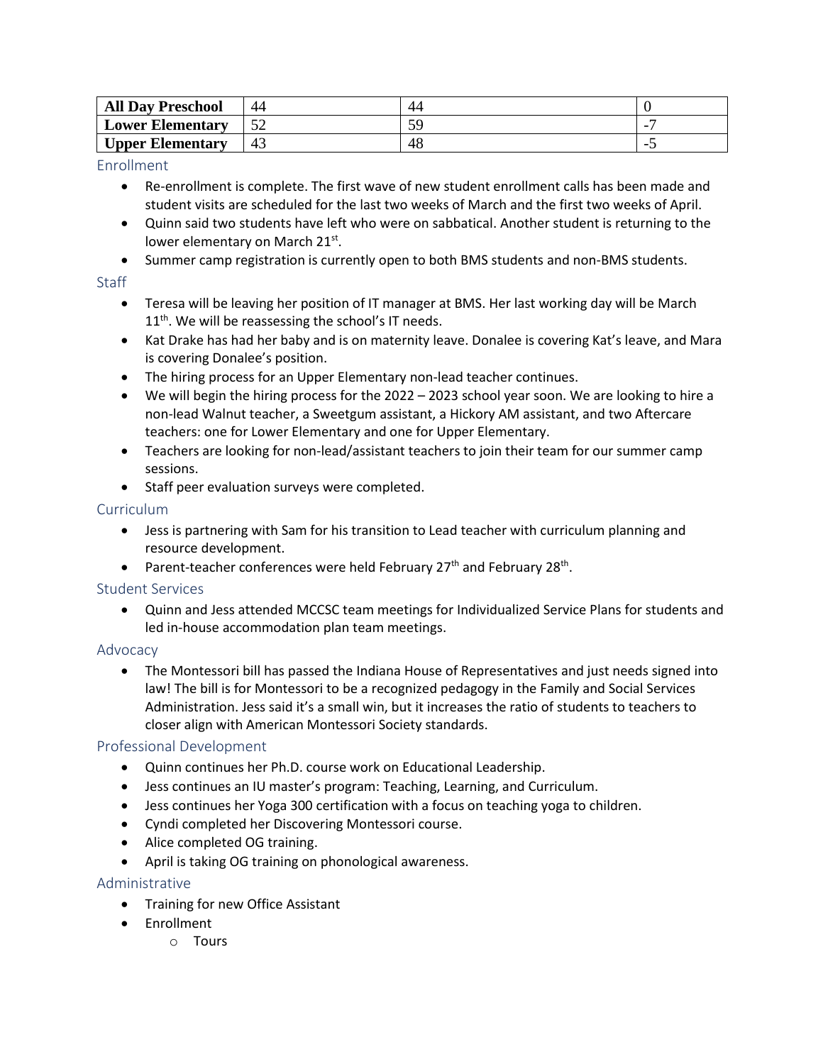| All Day Preschool | 44 | 44 | 0 |
|---|---|---|---|
| Lower Elementary | 52 | 59 | -7 |
| Upper Elementary | 43 | 48 | -5 |

## Enrollment

- Re-enrollment is complete. The first wave of new student enrollment calls has been made and student visits are scheduled for the last two weeks of March and the first two weeks of April.
- Quinn said two students have left who were on sabbatical. Another student is returning to the lower elementary on March 21st.
- Summer camp registration is currently open to both BMS students and non-BMS students.

## Staff

- Teresa will be leaving her position of IT manager at BMS. Her last working day will be March 11th. We will be reassessing the school's IT needs.
- Kat Drake has had her baby and is on maternity leave. Donalee is covering Kat's leave, and Mara is covering Donalee's position.
- The hiring process for an Upper Elementary non-lead teacher continues.
- We will begin the hiring process for the 2022 – 2023 school year soon. We are looking to hire a non-lead Walnut teacher, a Sweetgum assistant, a Hickory AM assistant, and two Aftercare teachers: one for Lower Elementary and one for Upper Elementary.
- Teachers are looking for non-lead/assistant teachers to join their team for our summer camp sessions.
- Staff peer evaluation surveys were completed.

## Curriculum

- Jess is partnering with Sam for his transition to Lead teacher with curriculum planning and resource development.
- Parent-teacher conferences were held February 27th and February 28th.

## Student Services

- Quinn and Jess attended MCCSC team meetings for Individualized Service Plans for students and led in-house accommodation plan team meetings.

## Advocacy

- The Montessori bill has passed the Indiana House of Representatives and just needs signed into law! The bill is for Montessori to be a recognized pedagogy in the Family and Social Services Administration. Jess said it's a small win, but it increases the ratio of students to teachers to closer align with American Montessori Society standards.

## Professional Development

- Quinn continues her Ph.D. course work on Educational Leadership.
- Jess continues an IU master's program: Teaching, Learning, and Curriculum.
- Jess continues her Yoga 300 certification with a focus on teaching yoga to children.
- Cyndi completed her Discovering Montessori course.
- Alice completed OG training.
- April is taking OG training on phonological awareness.

## Administrative

- Training for new Office Assistant
- Enrollment
    - Tours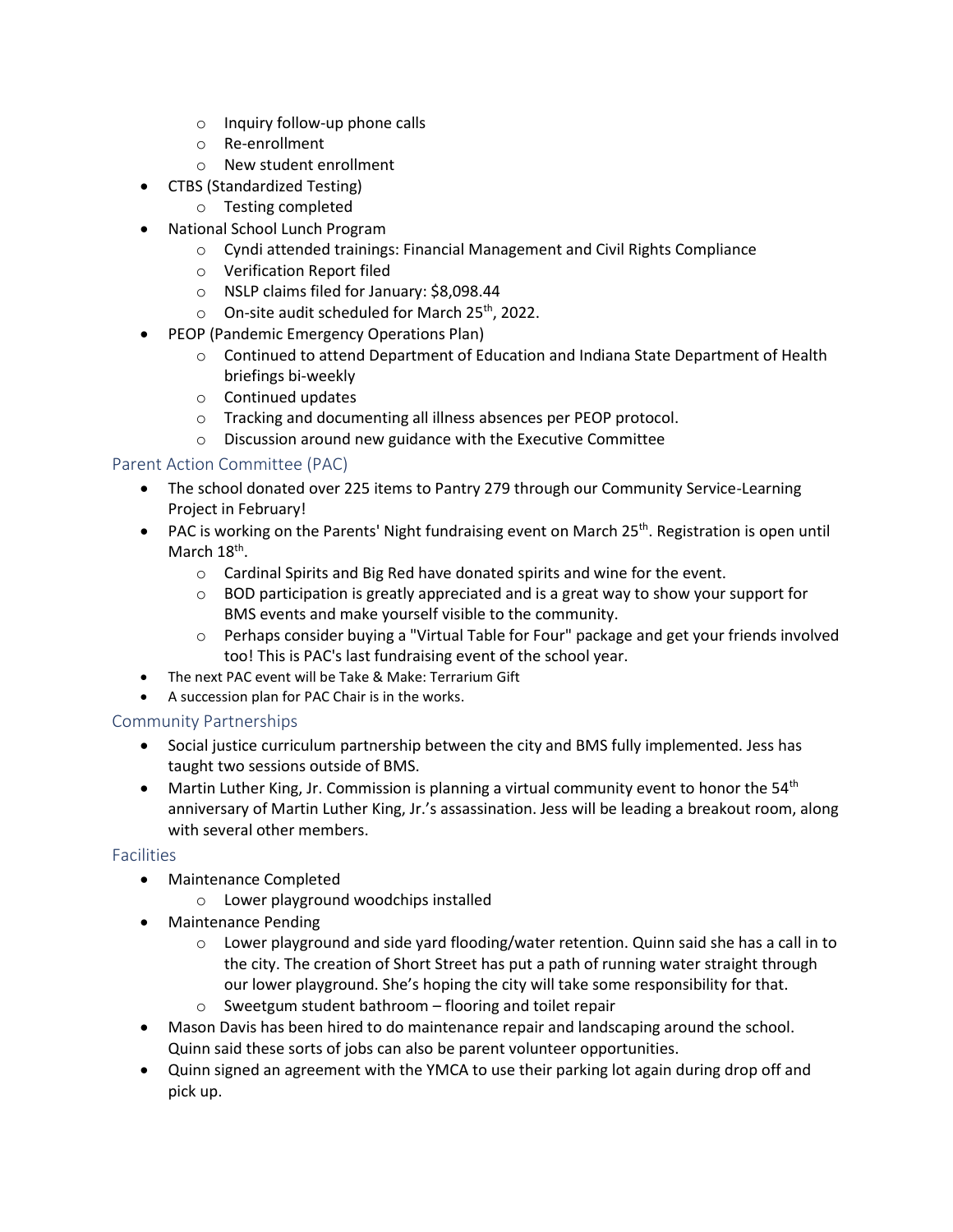- Inquiry follow-up phone calls
  - Re-enrollment
  - New student enrollment
- CTBS (Standardized Testing)
  - Testing completed
- National School Lunch Program
  - Cyndi attended trainings: Financial Management and Civil Rights Compliance
  - Verification Report filed
  - NSLP claims filed for January: $8,098.44
  - On-site audit scheduled for March 25th, 2022.
- PEOP (Pandemic Emergency Operations Plan)
  - Continued to attend Department of Education and Indiana State Department of Health briefings bi-weekly
  - Continued updates
  - Tracking and documenting all illness absences per PEOP protocol.
  - Discussion around new guidance with the Executive Committee

## Parent Action Committee (PAC)

- The school donated over 225 items to Pantry 279 through our Community Service-Learning Project in February!
- PAC is working on the Parents' Night fundraising event on March 25th. Registration is open until March 18th.
  - Cardinal Spirits and Big Red have donated spirits and wine for the event.
  - BOD participation is greatly appreciated and is a great way to show your support for BMS events and make yourself visible to the community.
  - Perhaps consider buying a "Virtual Table for Four" package and get your friends involved too! This is PAC's last fundraising event of the school year.
- The next PAC event will be Take & Make: Terrarium Gift
- A succession plan for PAC Chair is in the works.

## Community Partnerships

- Social justice curriculum partnership between the city and BMS fully implemented. Jess has taught two sessions outside of BMS.
- Martin Luther King, Jr. Commission is planning a virtual community event to honor the 54th anniversary of Martin Luther King, Jr.'s assassination. Jess will be leading a breakout room, along with several other members.

## Facilities

- Maintenance Completed
  - Lower playground woodchips installed
- Maintenance Pending
  - Lower playground and side yard flooding/water retention. Quinn said she has a call in to the city. The creation of Short Street has put a path of running water straight through our lower playground. She's hoping the city will take some responsibility for that.
  - Sweetgum student bathroom – flooring and toilet repair
- Mason Davis has been hired to do maintenance repair and landscaping around the school. Quinn said these sorts of jobs can also be parent volunteer opportunities.
- Quinn signed an agreement with the YMCA to use their parking lot again during drop off and pick up.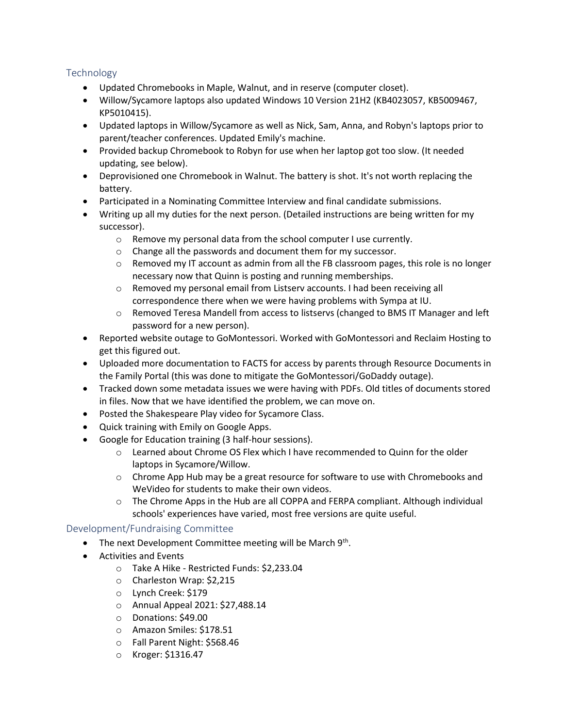## Technology

- Updated Chromebooks in Maple, Walnut, and in reserve (computer closet).
- Willow/Sycamore laptops also updated Windows 10 Version 21H2 (KB4023057, KB5009467, KP5010415).
- Updated laptops in Willow/Sycamore as well as Nick, Sam, Anna, and Robyn's laptops prior to parent/teacher conferences. Updated Emily's machine.
- Provided backup Chromebook to Robyn for use when her laptop got too slow. (It needed updating, see below).
- Deprovisioned one Chromebook in Walnut. The battery is shot. It's not worth replacing the battery.
- Participated in a Nominating Committee Interview and final candidate submissions.
- Writing up all my duties for the next person. (Detailed instructions are being written for my successor).
    - Remove my personal data from the school computer I use currently.
    - Change all the passwords and document them for my successor.
    - Removed my IT account as admin from all the FB classroom pages, this role is no longer necessary now that Quinn is posting and running memberships.
    - Removed my personal email from Listserv accounts. I had been receiving all correspondence there when we were having problems with Sympa at IU.
    - Removed Teresa Mandell from access to listservs (changed to BMS IT Manager and left password for a new person).
- Reported website outage to GoMontessori. Worked with GoMontessori and Reclaim Hosting to get this figured out.
- Uploaded more documentation to FACTS for access by parents through Resource Documents in the Family Portal (this was done to mitigate the GoMontessori/GoDaddy outage).
- Tracked down some metadata issues we were having with PDFs. Old titles of documents stored in files. Now that we have identified the problem, we can move on.
- Posted the Shakespeare Play video for Sycamore Class.
- Quick training with Emily on Google Apps.
- Google for Education training (3 half-hour sessions).
    - Learned about Chrome OS Flex which I have recommended to Quinn for the older laptops in Sycamore/Willow.
    - Chrome App Hub may be a great resource for software to use with Chromebooks and WeVideo for students to make their own videos.
    - The Chrome Apps in the Hub are all COPPA and FERPA compliant. Although individual schools' experiences have varied, most free versions are quite useful.

## Development/Fundraising Committee

- The next Development Committee meeting will be March 9th.
- Activities and Events
    - Take A Hike - Restricted Funds: $2,233.04
    - Charleston Wrap: $2,215
    - Lynch Creek: $179
    - Annual Appeal 2021: $27,488.14
    - Donations: $49.00
    - Amazon Smiles: $178.51
    - Fall Parent Night: $568.46
    - Kroger: $1316.47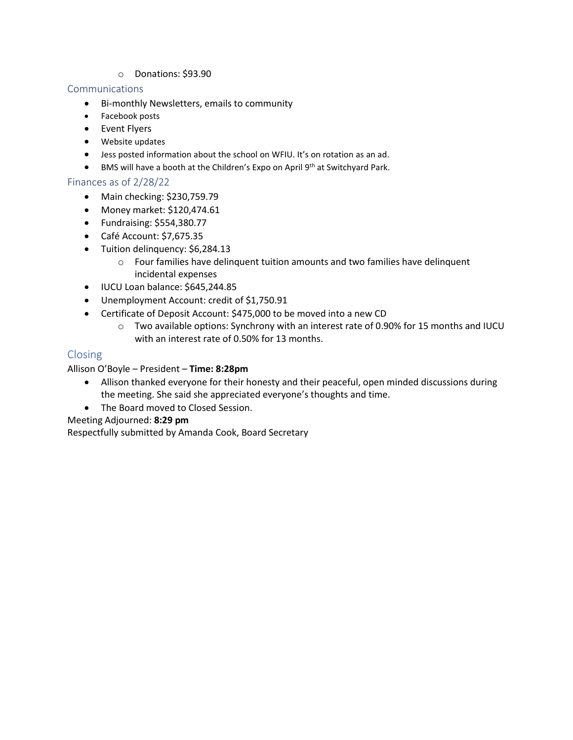- Donations: $93.90

## Communications

- Bi-monthly Newsletters, emails to community
- Facebook posts
- Event Flyers
- Website updates
- Jess posted information about the school on WFIU. It's on rotation as an ad.
- BMS will have a booth at the Children's Expo on April 9th at Switchyard Park.

## Finances as of 2/28/22

- Main checking: $230,759.79
- Money market: $120,474.61
- Fundraising: $554,380.77
- Café Account: $7,675.35
- Tuition delinquency: $6,284.13
  - Four families have delinquent tuition amounts and two families have delinquent incidental expenses
- IUCU Loan balance: $645,244.85
- Unemployment Account: credit of $1,750.91
- Certificate of Deposit Account: $475,000 to be moved into a new CD
  - Two available options: Synchrony with an interest rate of 0.90% for 15 months and IUCU with an interest rate of 0.50% for 13 months.

## Closing

Allison O'Boyle – President – **Time: 8:28pm**

- Allison thanked everyone for their honesty and their peaceful, open minded discussions during the meeting. She said she appreciated everyone's thoughts and time.
- The Board moved to Closed Session.

Meeting Adjourned: **8:29 pm**

Respectfully submitted by Amanda Cook, Board Secretary